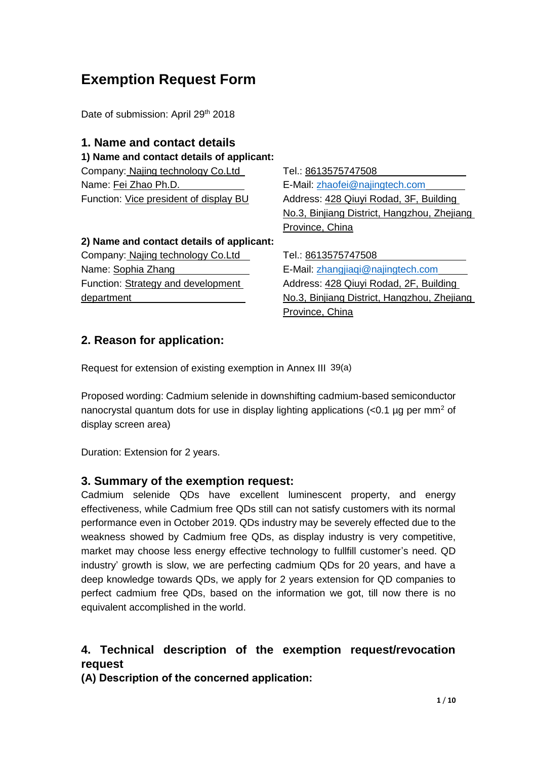# Exemption Request Form

Date of submission: April 29th 2018

## 1. Name and contact details

### 1) Name and contact details of applicant:

Company: Najing technology Co.Ltd
Name: Fei Zhao Ph.D.
Function: Vice president of display BU

Tel.: 8613575747508
E-Mail: zhaofei@najingtech.com
Address: 428 Qiuyi Rodad, 3F, Building No.3, Binjiang District, Hangzhou, Zhejiang Province, China

### 2) Name and contact details of applicant:

Company: Najing technology Co.Ltd
Name: Sophia Zhang
Function: Strategy and development department

Tel.: 8613575747508
E-Mail: zhangjiaqi@najingtech.com
Address: 428 Qiuyi Rodad, 2F, Building No.3, Binjiang District, Hangzhou, Zhejiang Province, China

## 2. Reason for application:

Request for extension of existing exemption in Annex III 39(a)

Proposed wording: Cadmium selenide in downshifting cadmium-based semiconductor nanocrystal quantum dots for use in display lighting applications (<0.1 µg per $mm^2$ of display screen area)

Duration: Extension for 2 years.

## 3. Summary of the exemption request:

Cadmium selenide QDs have excellent luminescent property, and energy effectiveness, while Cadmium free QDs still can not satisfy customers with its normal performance even in October 2019. QDs industry may be severely effected due to the weakness showed by Cadmium free QDs, as display industry is very competitive, market may choose less energy effective technology to fullfill customer's need. QD industry' growth is slow, we are perfecting cadmium QDs for 20 years, and have a deep knowledge towards QDs, we apply for 2 years extension for QD companies to perfect cadmium free QDs, based on the information we got, till now there is no equivalent accomplished in the world.

## 4. Technical description of the exemption request/revocation request

### (A) Description of the concerned application: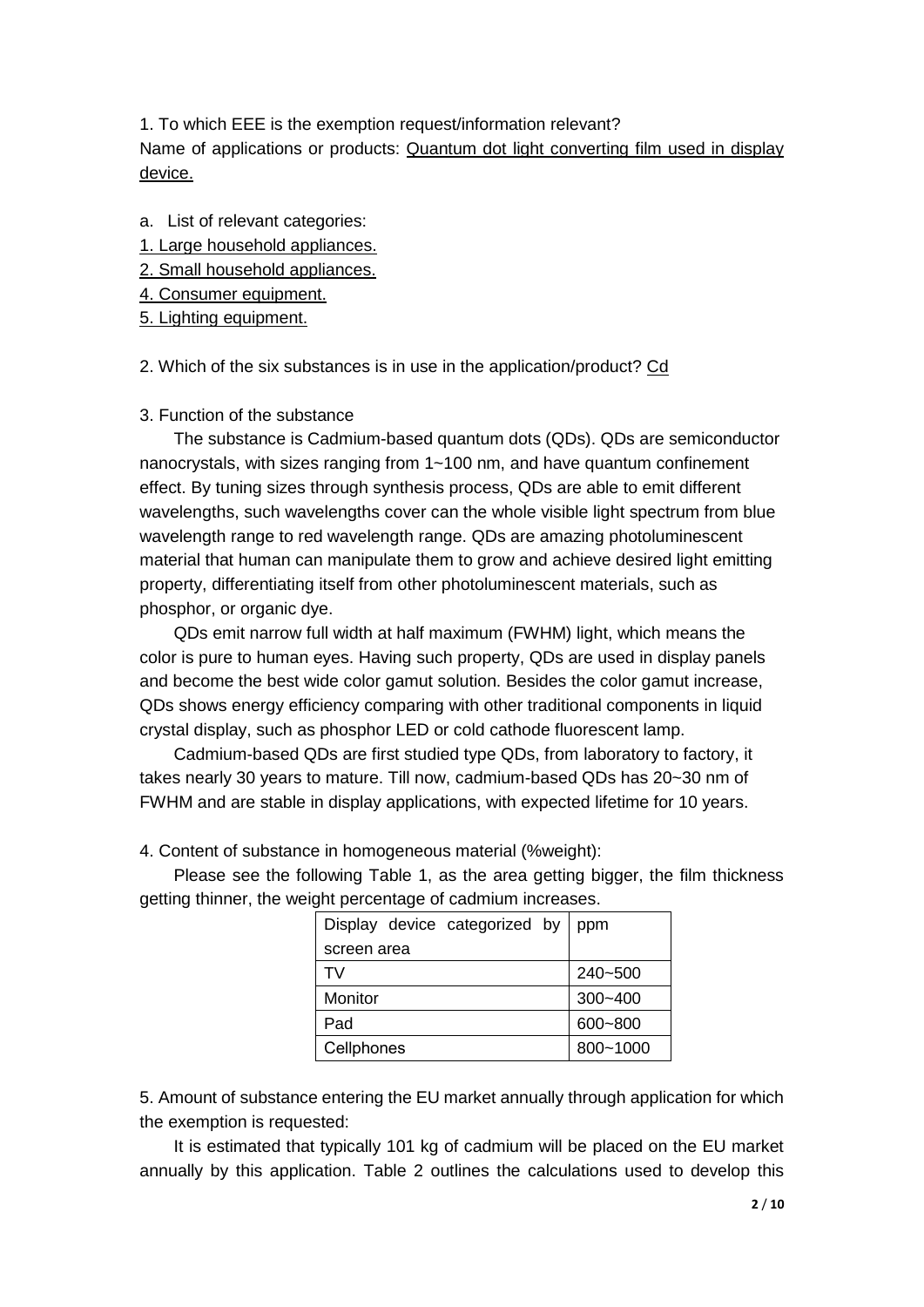1. To which EEE is the exemption request/information relevant?

Name of applications or products: Quantum dot light converting film used in display device.

a. List of relevant categories:

1. Large household appliances.
2. Small household appliances.
4. Consumer equipment.
5. Lighting equipment.

2. Which of the six substances is in use in the application/product? Cd

3. Function of the substance

The substance is Cadmium-based quantum dots (QDs). QDs are semiconductor nanocrystals, with sizes ranging from 1~100 nm, and have quantum confinement effect. By tuning sizes through synthesis process, QDs are able to emit different wavelengths, such wavelengths cover can the whole visible light spectrum from blue wavelength range to red wavelength range. QDs are amazing photoluminescent material that human can manipulate them to grow and achieve desired light emitting property, differentiating itself from other photoluminescent materials, such as phosphor, or organic dye.

QDs emit narrow full width at half maximum (FWHM) light, which means the color is pure to human eyes. Having such property, QDs are used in display panels and become the best wide color gamut solution. Besides the color gamut increase, QDs shows energy efficiency comparing with other traditional components in liquid crystal display, such as phosphor LED or cold cathode fluorescent lamp.

Cadmium-based QDs are first studied type QDs, from laboratory to factory, it takes nearly 30 years to mature. Till now, cadmium-based QDs has 20~30 nm of FWHM and are stable in display applications, with expected lifetime for 10 years.

4. Content of substance in homogeneous material (%weight):

Please see the following Table 1, as the area getting bigger, the film thickness getting thinner, the weight percentage of cadmium increases.

| Display device categorized by screen area | ppm |
|---|---|
| TV | 240~500 |
| Monitor | 300~400 |
| Pad | 600~800 |
| Cellphones | 800~1000 |

5. Amount of substance entering the EU market annually through application for which the exemption is requested:

It is estimated that typically 101 kg of cadmium will be placed on the EU market annually by this application. Table 2 outlines the calculations used to develop this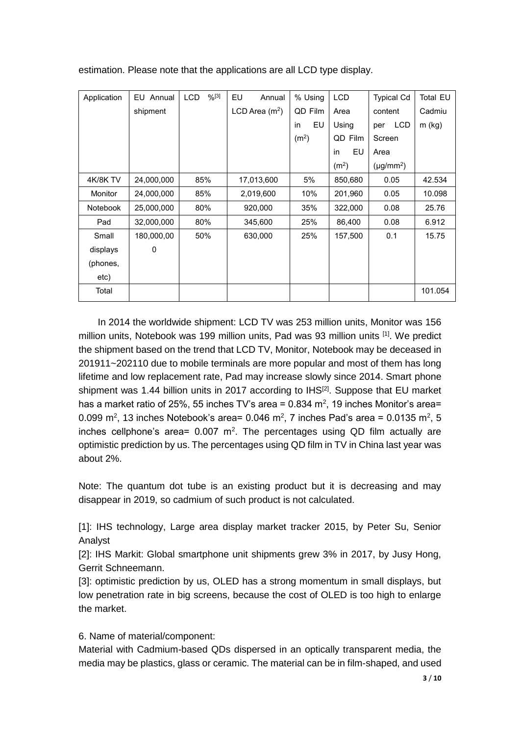estimation. Please note that the applications are all LCD type display.

| Application | EU Annual shipment | LCD %[3] | EU Annual LCD Area ($m^2$) | % Using QD Film in EU ($m^2$) | LCD Area Using QD Film in EU ($m^2$) | Typical Cd content per LCD Screen Area (μg/mm$^2$) | Total EU Cadmium (kg) |
|---|---|---|---|---|---|---|---|
| 4K/8K TV | 24,000,000 | 85% | 17,013,600 | 5% | 850,680 | 0.05 | 42.534 |
| Monitor | 24,000,000 | 85% | 2,019,600 | 10% | 201,960 | 0.05 | 10.098 |
| Notebook | 25,000,000 | 80% | 920,000 | 35% | 322,000 | 0.08 | 25.76 |
| Pad | 32,000,000 | 80% | 345,600 | 25% | 86,400 | 0.08 | 6.912 |
| Small displays (phones, etc) | 180,000,000 | 50% | 630,000 | 25% | 157,500 | 0.1 | 15.75 |
| Total | | | | | | | 101.054 |

In 2014 the worldwide shipment: LCD TV was 253 million units, Monitor was 156 million units, Notebook was 199 million units, Pad was 93 million units [1]. We predict the shipment based on the trend that LCD TV, Monitor, Notebook may be deceased in 201911~202110 due to mobile terminals are more popular and most of them has long lifetime and low replacement rate, Pad may increase slowly since 2014. Smart phone shipment was 1.44 billion units in 2017 according to IHS[2]. Suppose that EU market has a market ratio of 25%, 55 inches TV's area = 0.834 $m^2$, 19 inches Monitor's area= 0.099 $m^2$, 13 inches Notebook's area= 0.046 $m^2$, 7 inches Pad's area = 0.0135 $m^2$, 5 inches cellphone's area= 0.007 $m^2$. The percentages using QD film actually are optimistic prediction by us. The percentages using QD film in TV in China last year was about 2%.

Note: The quantum dot tube is an existing product but it is decreasing and may disappear in 2019, so cadmium of such product is not calculated.

[1]: IHS technology, Large area display market tracker 2015, by Peter Su, Senior Analyst

[2]: IHS Markit: Global smartphone unit shipments grew 3% in 2017, by Jusy Hong, Gerrit Schneemann.

[3]: optimistic prediction by us, OLED has a strong momentum in small displays, but low penetration rate in big screens, because the cost of OLED is too high to enlarge the market.

6. Name of material/component:

Material with Cadmium-based QDs dispersed in an optically transparent media, the media may be plastics, glass or ceramic. The material can be in film-shaped, and used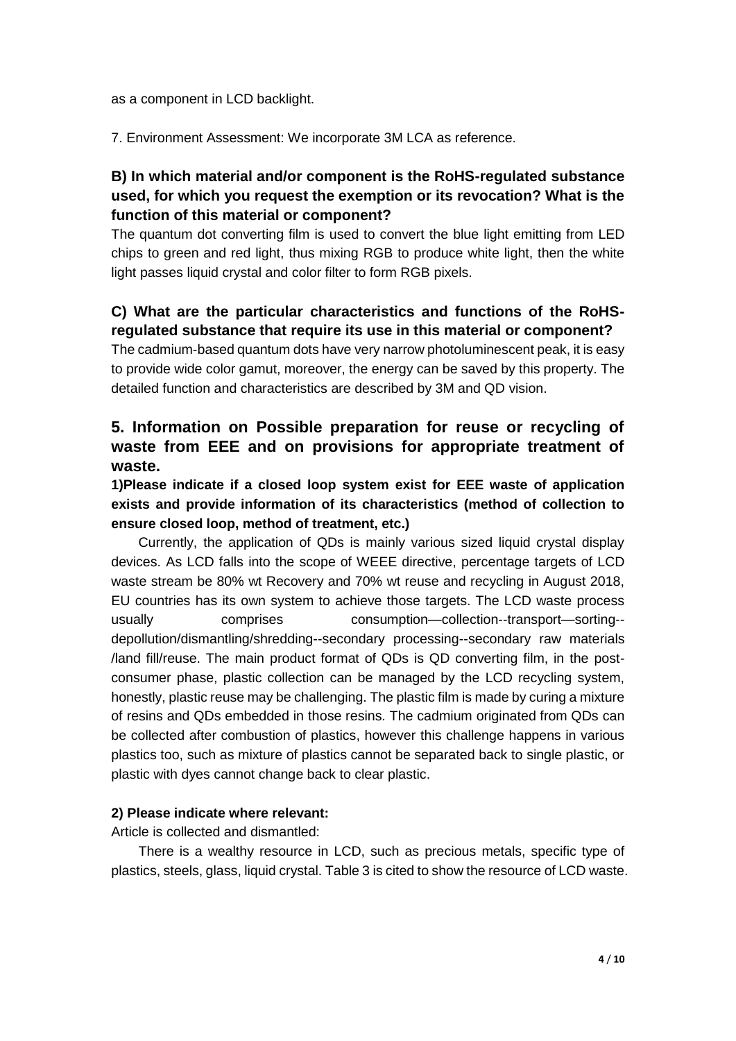as a component in LCD backlight.

7. Environment Assessment: We incorporate 3M LCA as reference.

### B) In which material and/or component is the RoHS-regulated substance used, for which you request the exemption or its revocation? What is the function of this material or component?

The quantum dot converting film is used to convert the blue light emitting from LED chips to green and red light, thus mixing RGB to produce white light, then the white light passes liquid crystal and color filter to form RGB pixels.

### C) What are the particular characteristics and functions of the RoHS-regulated substance that require its use in this material or component?

The cadmium-based quantum dots have very narrow photoluminescent peak, it is easy to provide wide color gamut, moreover, the energy can be saved by this property. The detailed function and characteristics are described by 3M and QD vision.

## 5. Information on Possible preparation for reuse or recycling of waste from EEE and on provisions for appropriate treatment of waste.

**1)Please indicate if a closed loop system exist for EEE waste of application exists and provide information of its characteristics (method of collection to ensure closed loop, method of treatment, etc.)**

Currently, the application of QDs is mainly various sized liquid crystal display devices. As LCD falls into the scope of WEEE directive, percentage targets of LCD waste stream be 80% wt Recovery and 70% wt reuse and recycling in August 2018, EU countries has its own system to achieve those targets. The LCD waste process usually comprises consumption—collection--transport—sorting--depollution/dismantling/shredding--secondary processing--secondary raw materials /land fill/reuse. The main product format of QDs is QD converting film, in the post-consumer phase, plastic collection can be managed by the LCD recycling system, honestly, plastic reuse may be challenging. The plastic film is made by curing a mixture of resins and QDs embedded in those resins. The cadmium originated from QDs can be collected after combustion of plastics, however this challenge happens in various plastics too, such as mixture of plastics cannot be separated back to single plastic, or plastic with dyes cannot change back to clear plastic.

**2) Please indicate where relevant:**

Article is collected and dismantled:

There is a wealthy resource in LCD, such as precious metals, specific type of plastics, steels, glass, liquid crystal. Table 3 is cited to show the resource of LCD waste.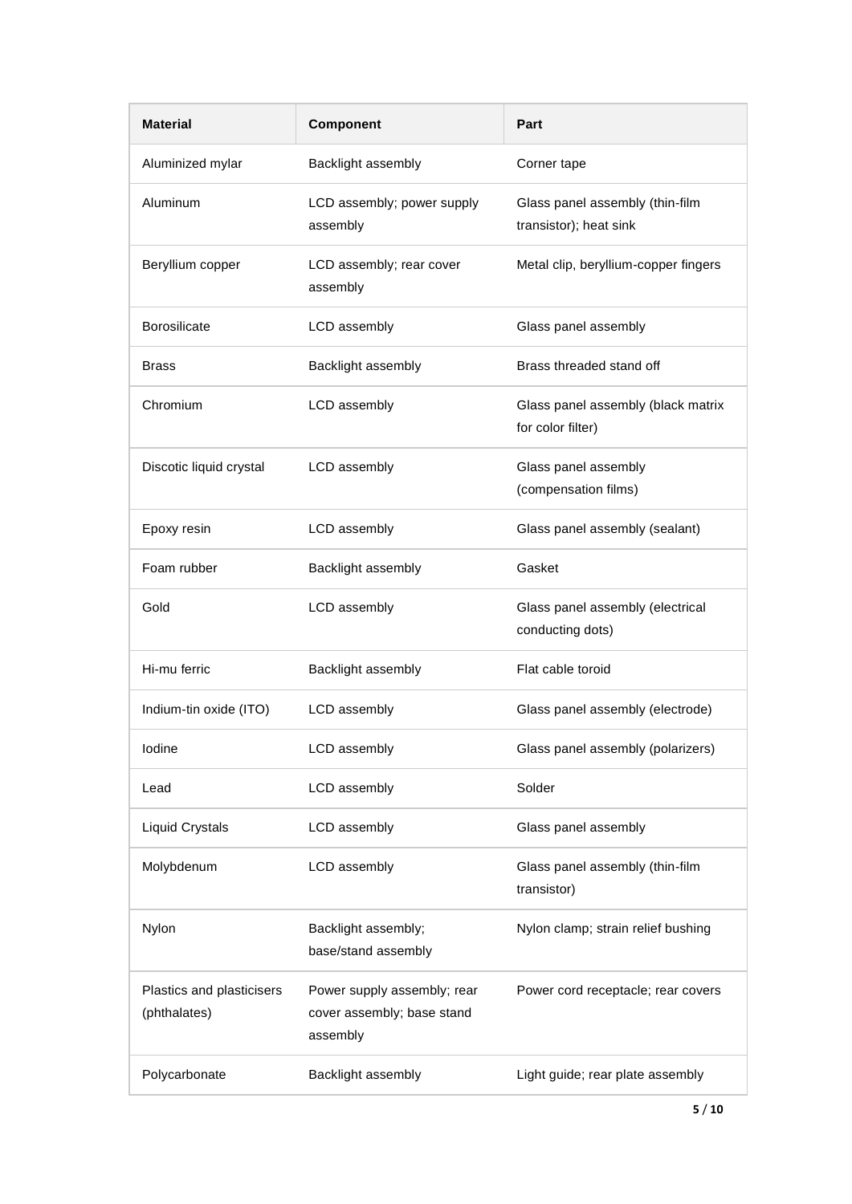| Material | Component | Part |
| --- | --- | --- |
| Aluminized mylar | Backlight assembly | Corner tape |
| Aluminum | LCD assembly; power supply assembly | Glass panel assembly (thin-film transistor); heat sink |
| Beryllium copper | LCD assembly; rear cover assembly | Metal clip, beryllium-copper fingers |
| Borosilicate | LCD assembly | Glass panel assembly |
| Brass | Backlight assembly | Brass threaded stand off |
| Chromium | LCD assembly | Glass panel assembly (black matrix for color filter) |
| Discotic liquid crystal | LCD assembly | Glass panel assembly (compensation films) |
| Epoxy resin | LCD assembly | Glass panel assembly (sealant) |
| Foam rubber | Backlight assembly | Gasket |
| Gold | LCD assembly | Glass panel assembly (electrical conducting dots) |
| Hi-mu ferric | Backlight assembly | Flat cable toroid |
| Indium-tin oxide (ITO) | LCD assembly | Glass panel assembly (electrode) |
| Iodine | LCD assembly | Glass panel assembly (polarizers) |
| Lead | LCD assembly | Solder |
| Liquid Crystals | LCD assembly | Glass panel assembly |
| Molybdenum | LCD assembly | Glass panel assembly (thin-film transistor) |
| Nylon | Backlight assembly; base/stand assembly | Nylon clamp; strain relief bushing |
| Plastics and plasticisers (phthalates) | Power supply assembly; rear cover assembly; base stand assembly | Power cord receptacle; rear covers |
| Polycarbonate | Backlight assembly | Light guide; rear plate assembly |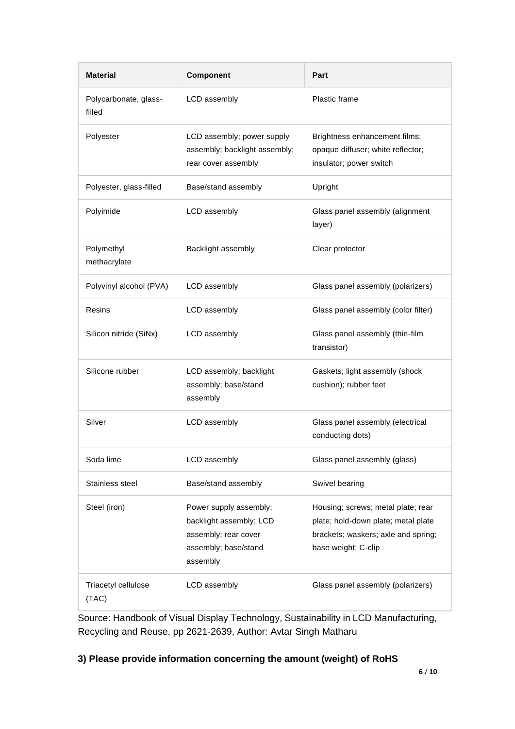| Material | Component | Part |
|---|---|---|
| Polycarbonate, glass-filled | LCD assembly | Plastic frame |
| Polyester | LCD assembly; power supply assembly; backlight assembly; rear cover assembly | Brightness enhancement films; opaque diffuser; white reflector; insulator; power switch |
| Polyester, glass-filled | Base/stand assembly | Upright |
| Polyimide | LCD assembly | Glass panel assembly (alignment layer) |
| Polymethyl methacrylate | Backlight assembly | Clear protector |
| Polyvinyl alcohol (PVA) | LCD assembly | Glass panel assembly (polarizers) |
| Resins | LCD assembly | Glass panel assembly (color filter) |
| Silicon nitride (SiNx) | LCD assembly | Glass panel assembly (thin-film transistor) |
| Silicone rubber | LCD assembly; backlight assembly; base/stand assembly | Gaskets; light assembly (shock cushion); rubber feet |
| Silver | LCD assembly | Glass panel assembly (electrical conducting dots) |
| Soda lime | LCD assembly | Glass panel assembly (glass) |
| Stainless steel | Base/stand assembly | Swivel bearing |
| Steel (iron) | Power supply assembly; backlight assembly; LCD assembly; rear cover assembly; base/stand assembly | Housing; screws; metal plate; rear plate; hold-down plate; metal plate brackets; waskers; axle and spring; base weight; C-clip |
| Triacetyl cellulose (TAC) | LCD assembly | Glass panel assembly (polarizers) |

Source: Handbook of Visual Display Technology, Sustainability in LCD Manufacturing, Recycling and Reuse, pp 2621-2639, Author: Avtar Singh Matharu

**3) Please provide information concerning the amount (weight) of RoHS**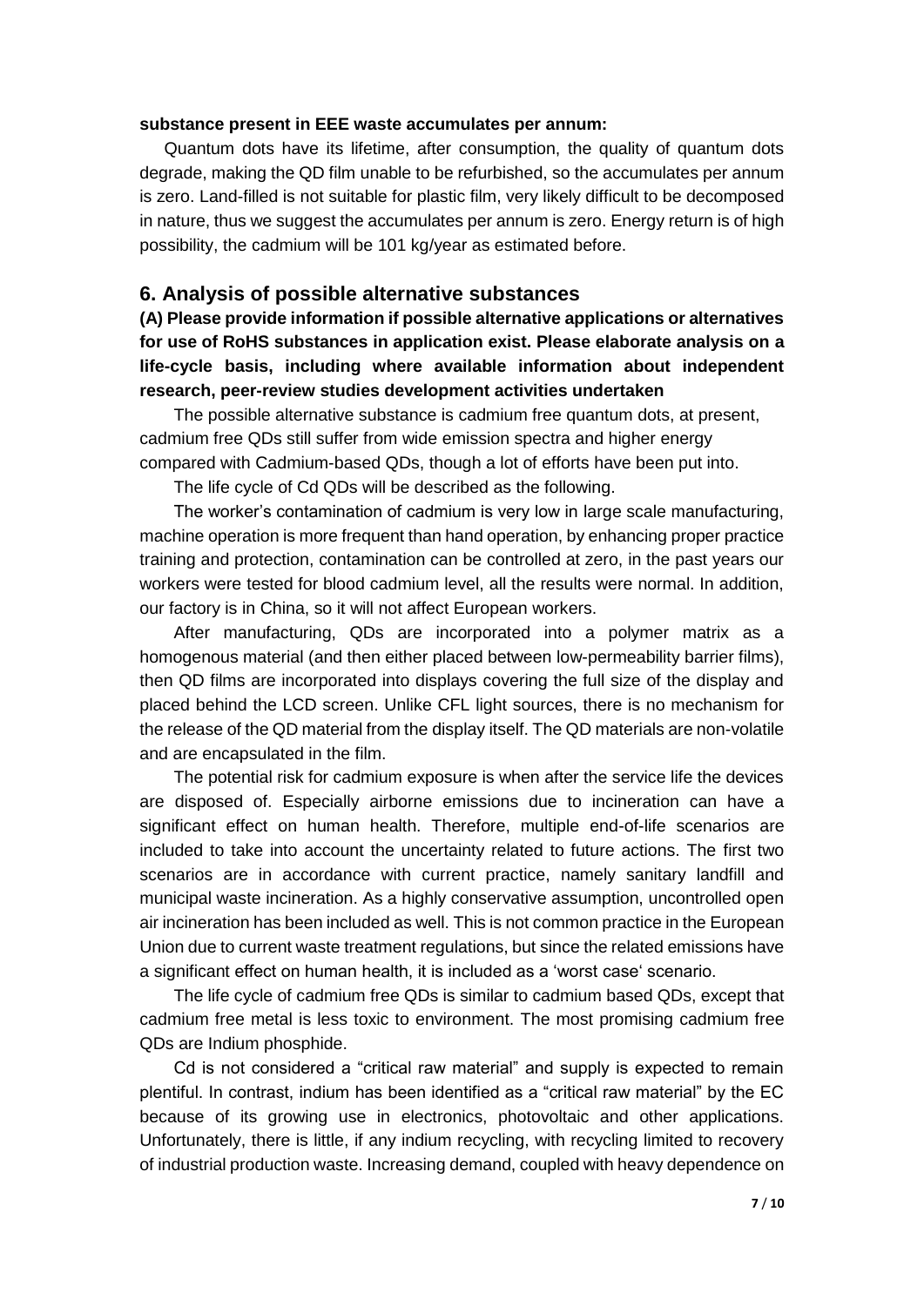**substance present in EEE waste accumulates per annum:**

Quantum dots have its lifetime, after consumption, the quality of quantum dots degrade, making the QD film unable to be refurbished, so the accumulates per annum is zero. Land-filled is not suitable for plastic film, very likely difficult to be decomposed in nature, thus we suggest the accumulates per annum is zero. Energy return is of high possibility, the cadmium will be 101 kg/year as estimated before.

## 6. Analysis of possible alternative substances

**(A) Please provide information if possible alternative applications or alternatives for use of RoHS substances in application exist. Please elaborate analysis on a life-cycle basis, including where available information about independent research, peer-review studies development activities undertaken**

The possible alternative substance is cadmium free quantum dots, at present, cadmium free QDs still suffer from wide emission spectra and higher energy compared with Cadmium-based QDs, though a lot of efforts have been put into.

The life cycle of Cd QDs will be described as the following.

The worker's contamination of cadmium is very low in large scale manufacturing, machine operation is more frequent than hand operation, by enhancing proper practice training and protection, contamination can be controlled at zero, in the past years our workers were tested for blood cadmium level, all the results were normal. In addition, our factory is in China, so it will not affect European workers.

After manufacturing, QDs are incorporated into a polymer matrix as a homogenous material (and then either placed between low-permeability barrier films), then QD films are incorporated into displays covering the full size of the display and placed behind the LCD screen. Unlike CFL light sources, there is no mechanism for the release of the QD material from the display itself. The QD materials are non-volatile and are encapsulated in the film.

The potential risk for cadmium exposure is when after the service life the devices are disposed of. Especially airborne emissions due to incineration can have a significant effect on human health. Therefore, multiple end-of-life scenarios are included to take into account the uncertainty related to future actions. The first two scenarios are in accordance with current practice, namely sanitary landfill and municipal waste incineration. As a highly conservative assumption, uncontrolled open air incineration has been included as well. This is not common practice in the European Union due to current waste treatment regulations, but since the related emissions have a significant effect on human health, it is included as a 'worst case' scenario.

The life cycle of cadmium free QDs is similar to cadmium based QDs, except that cadmium free metal is less toxic to environment. The most promising cadmium free QDs are Indium phosphide.

Cd is not considered a "critical raw material" and supply is expected to remain plentiful. In contrast, indium has been identified as a "critical raw material" by the EC because of its growing use in electronics, photovoltaic and other applications. Unfortunately, there is little, if any indium recycling, with recycling limited to recovery of industrial production waste. Increasing demand, coupled with heavy dependence on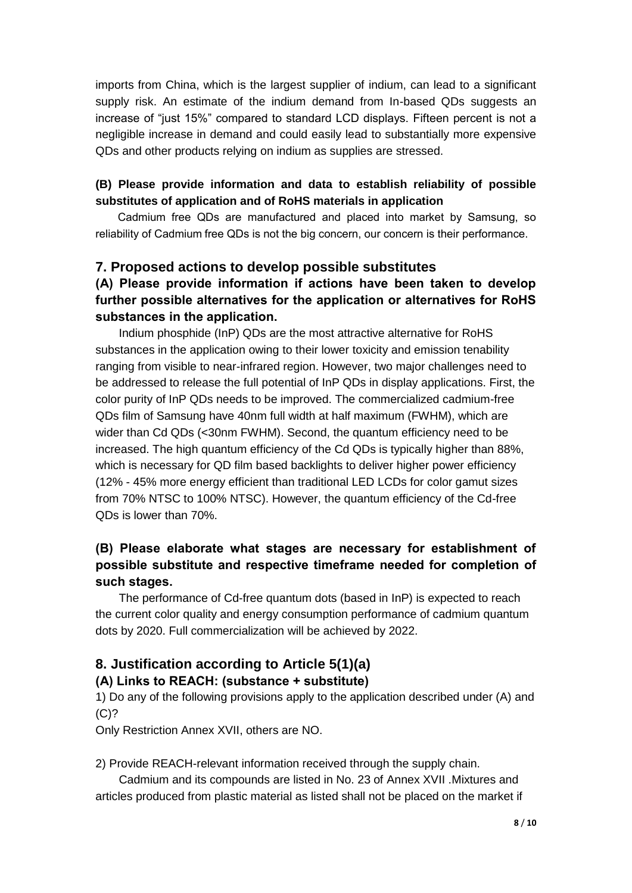imports from China, which is the largest supplier of indium, can lead to a significant supply risk. An estimate of the indium demand from In-based QDs suggests an increase of "just 15%" compared to standard LCD displays. Fifteen percent is not a negligible increase in demand and could easily lead to substantially more expensive QDs and other products relying on indium as supplies are stressed.

**(B) Please provide information and data to establish reliability of possible substitutes of application and of RoHS materials in application**

Cadmium free QDs are manufactured and placed into market by Samsung, so reliability of Cadmium free QDs is not the big concern, our concern is their performance.

## 7. Proposed actions to develop possible substitutes

### (A) Please provide information if actions have been taken to develop further possible alternatives for the application or alternatives for RoHS substances in the application.

Indium phosphide (InP) QDs are the most attractive alternative for RoHS substances in the application owing to their lower toxicity and emission tenability ranging from visible to near-infrared region. However, two major challenges need to be addressed to release the full potential of InP QDs in display applications. First, the color purity of InP QDs needs to be improved. The commercialized cadmium-free QDs film of Samsung have 40nm full width at half maximum (FWHM), which are wider than Cd QDs (<30nm FWHM). Second, the quantum efficiency need to be increased. The high quantum efficiency of the Cd QDs is typically higher than 88%, which is necessary for QD film based backlights to deliver higher power efficiency (12% - 45% more energy efficient than traditional LED LCDs for color gamut sizes from 70% NTSC to 100% NTSC). However, the quantum efficiency of the Cd-free QDs is lower than 70%.

### (B) Please elaborate what stages are necessary for establishment of possible substitute and respective timeframe needed for completion of such stages.

The performance of Cd-free quantum dots (based in InP) is expected to reach the current color quality and energy consumption performance of cadmium quantum dots by 2020. Full commercialization will be achieved by 2022.

## 8. Justification according to Article 5(1)(a)

### (A) Links to REACH: (substance + substitute)

1) Do any of the following provisions apply to the application described under (A) and (C)?

Only Restriction Annex XVII, others are NO.

2) Provide REACH-relevant information received through the supply chain.

Cadmium and its compounds are listed in No. 23 of Annex XVII .Mixtures and articles produced from plastic material as listed shall not be placed on the market if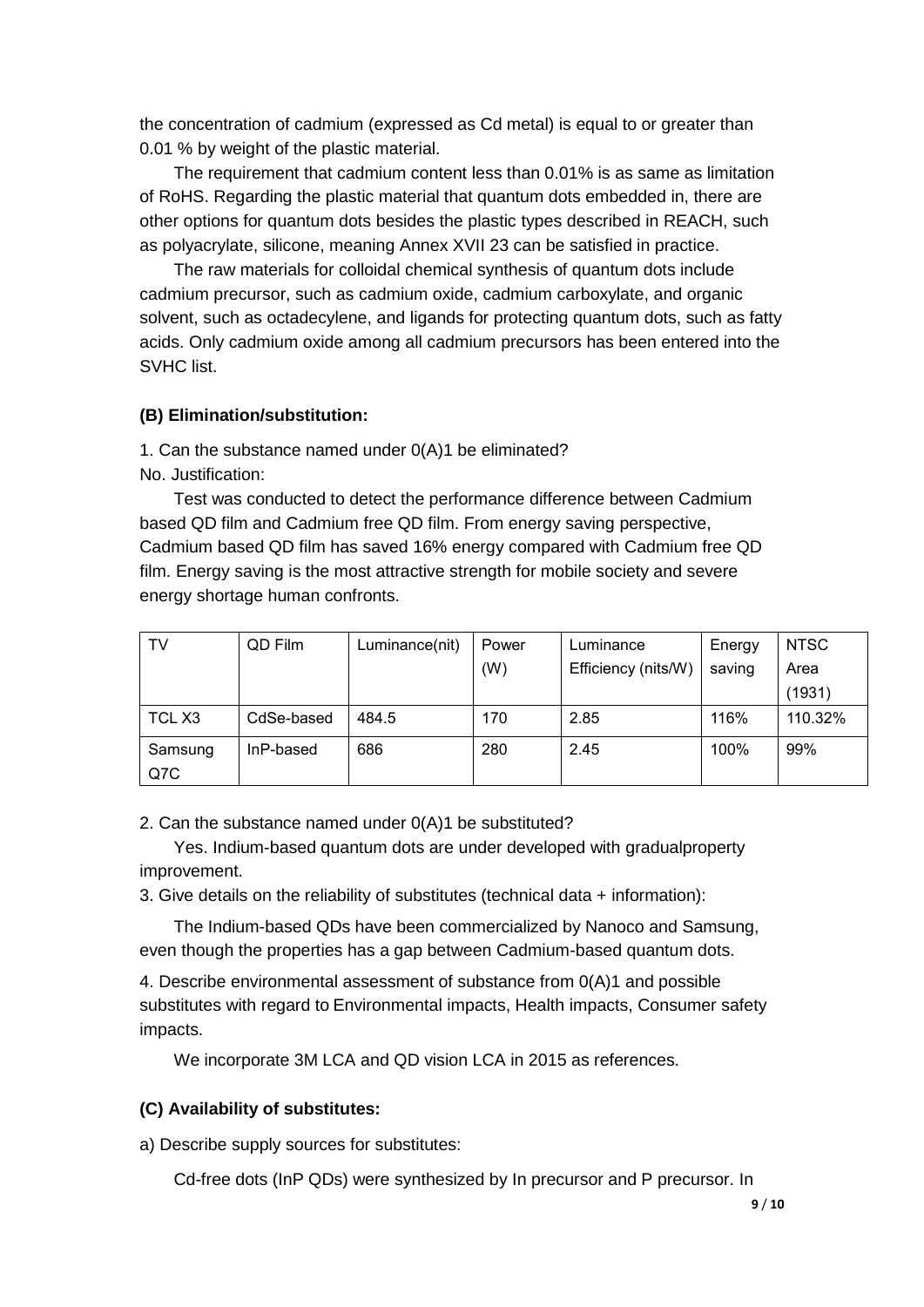the concentration of cadmium (expressed as Cd metal) is equal to or greater than 0.01 % by weight of the plastic material.

The requirement that cadmium content less than 0.01% is as same as limitation of RoHS. Regarding the plastic material that quantum dots embedded in, there are other options for quantum dots besides the plastic types described in REACH, such as polyacrylate, silicone, meaning Annex XVII 23 can be satisfied in practice.

The raw materials for colloidal chemical synthesis of quantum dots include cadmium precursor, such as cadmium oxide, cadmium carboxylate, and organic solvent, such as octadecylene, and ligands for protecting quantum dots, such as fatty acids. Only cadmium oxide among all cadmium precursors has been entered into the SVHC list.

**(B) Elimination/substitution:**

1. Can the substance named under 0(A)1 be eliminated?

No. Justification:

Test was conducted to detect the performance difference between Cadmium based QD film and Cadmium free QD film. From energy saving perspective, Cadmium based QD film has saved 16% energy compared with Cadmium free QD film. Energy saving is the most attractive strength for mobile society and severe energy shortage human confronts.

| TV | QD Film | Luminance(nit) | Power (W) | Luminance Efficiency (nits/W) | Energy saving | NTSC Area (1931) |
|---|---|---|---|---|---|---|
| TCL X3 | CdSe-based | 484.5 | 170 | 2.85 | 116% | 110.32% |
| Samsung Q7C | InP-based | 686 | 280 | 2.45 | 100% | 99% |

2. Can the substance named under 0(A)1 be substituted?

Yes. Indium-based quantum dots are under developed with gradualproperty improvement.

3. Give details on the reliability of substitutes (technical data + information):

The Indium-based QDs have been commercialized by Nanoco and Samsung, even though the properties has a gap between Cadmium-based quantum dots.

4. Describe environmental assessment of substance from 0(A)1 and possible substitutes with regard to Environmental impacts, Health impacts, Consumer safety impacts.

We incorporate 3M LCA and QD vision LCA in 2015 as references.

**(C) Availability of substitutes:**

a) Describe supply sources for substitutes:

Cd-free dots (InP QDs) were synthesized by In precursor and P precursor. In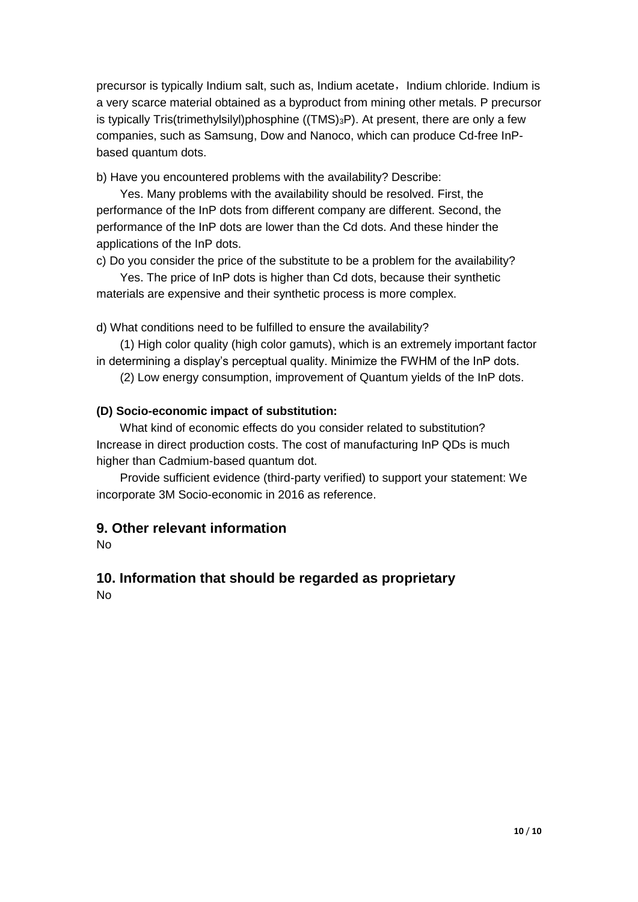precursor is typically Indium salt, such as, Indium acetate，Indium chloride. Indium is a very scarce material obtained as a byproduct from mining other metals. P precursor is typically Tris(trimethylsilyl)phosphine ($(TMS)_3P$). At present, there are only a few companies, such as Samsung, Dow and Nanoco, which can produce Cd-free InP-based quantum dots.

b) Have you encountered problems with the availability? Describe:

Yes. Many problems with the availability should be resolved. First, the performance of the InP dots from different company are different. Second, the performance of the InP dots are lower than the Cd dots. And these hinder the applications of the InP dots.

c) Do you consider the price of the substitute to be a problem for the availability?

Yes. The price of InP dots is higher than Cd dots, because their synthetic materials are expensive and their synthetic process is more complex.

d) What conditions need to be fulfilled to ensure the availability?

(1) High color quality (high color gamuts), which is an extremely important factor in determining a display's perceptual quality. Minimize the FWHM of the InP dots.

(2) Low energy consumption, improvement of Quantum yields of the InP dots.

**(D) Socio-economic impact of substitution:**

What kind of economic effects do you consider related to substitution? Increase in direct production costs. The cost of manufacturing InP QDs is much higher than Cadmium-based quantum dot.

Provide sufficient evidence (third-party verified) to support your statement: We incorporate 3M Socio-economic in 2016 as reference.

## 9. Other relevant information

No

## 10. Information that should be regarded as proprietary

No